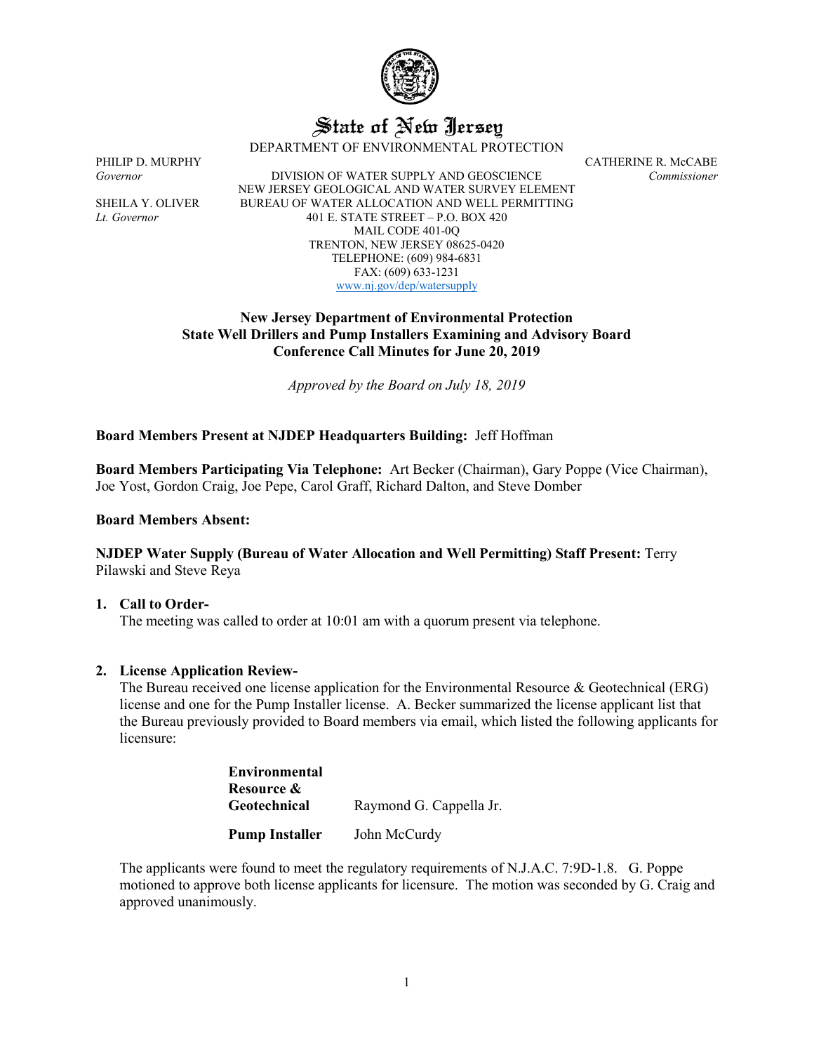# State of New Jersey

DEPARTMENT OF ENVIRONMENTAL PROTECTION

PHILIP D. MURPHY
*Governor*

SHEILA Y. OLIVER
*Lt. Governor*

DIVISION OF WATER SUPPLY AND GEOSCIENCE
NEW JERSEY GEOLOGICAL AND WATER SURVEY ELEMENT
BUREAU OF WATER ALLOCATION AND WELL PERMITTING
401 E. STATE STREET – P.O. BOX 420
MAIL CODE 401-0Q
TRENTON, NEW JERSEY 08625-0420
TELEPHONE: (609) 984-6831
FAX: (609) 633-1231
www.nj.gov/dep/watersupply

CATHERINE R. McCABE
*Commissioner*

**New Jersey Department of Environmental Protection**
**State Well Drillers and Pump Installers Examining and Advisory Board**
**Conference Call Minutes for June 20, 2019**

*Approved by the Board on July 18, 2019*

**Board Members Present at NJDEP Headquarters Building:** Jeff Hoffman

**Board Members Participating Via Telephone:** Art Becker (Chairman), Gary Poppe (Vice Chairman), Joe Yost, Gordon Craig, Joe Pepe, Carol Graff, Richard Dalton, and Steve Domber

**Board Members Absent:**

**NJDEP Water Supply (Bureau of Water Allocation and Well Permitting) Staff Present:** Terry Pilawski and Steve Reya

1. **Call to Order-**
   The meeting was called to order at 10:01 am with a quorum present via telephone.

2. **License Application Review-**
   The Bureau received one license application for the Environmental Resource & Geotechnical (ERG) license and one for the Pump Installer license. A. Becker summarized the license applicant list that the Bureau previously provided to Board members via email, which listed the following applicants for licensure:

| | |
|---|---|
| **Environmental Resource & Geotechnical** | Raymond G. Cappella Jr. |
| **Pump Installer** | John McCurdy |

   The applicants were found to meet the regulatory requirements of N.J.A.C. 7:9D-1.8. G. Poppe motioned to approve both license applicants for licensure. The motion was seconded by G. Craig and approved unanimously.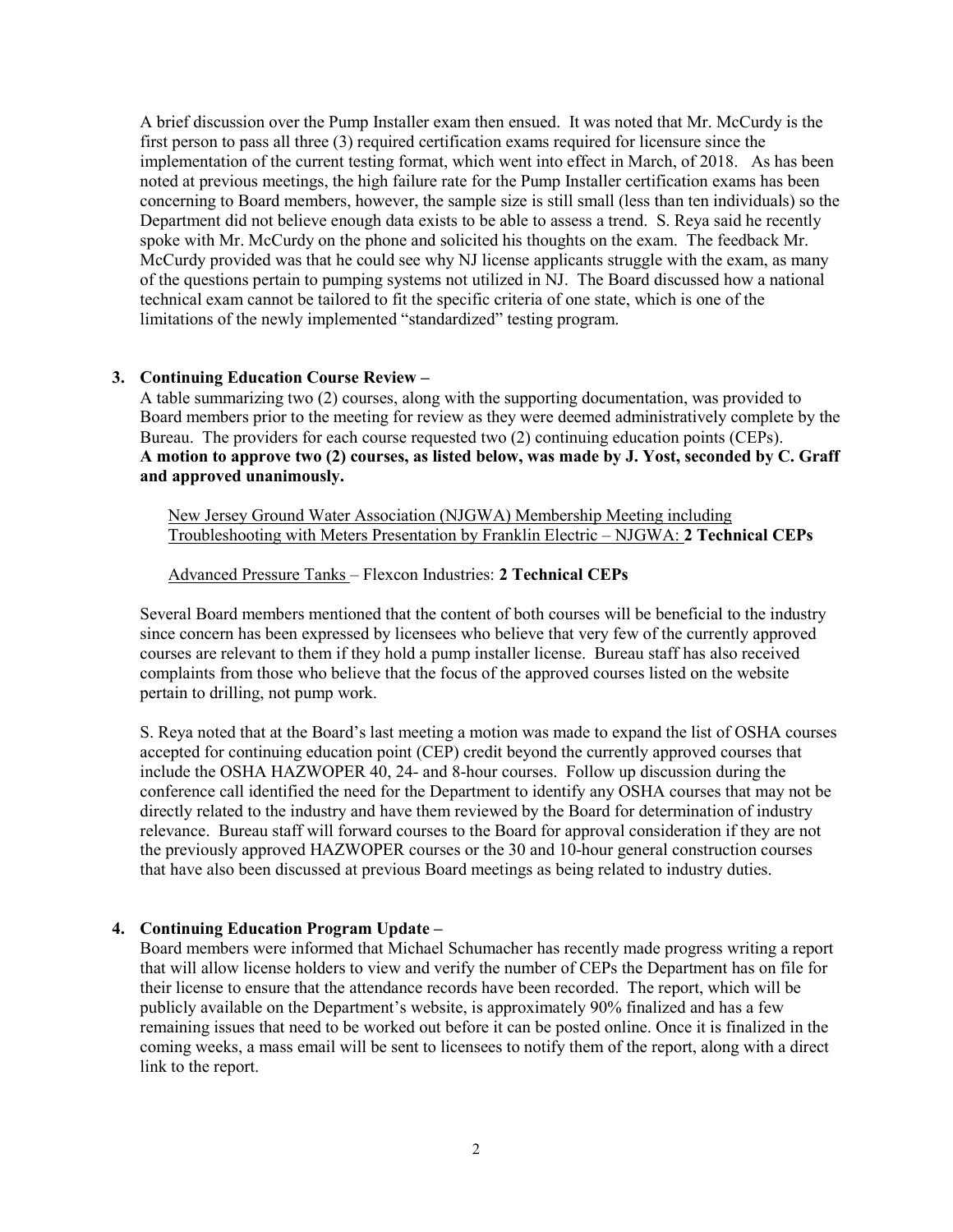A brief discussion over the Pump Installer exam then ensued. It was noted that Mr. McCurdy is the first person to pass all three (3) required certification exams required for licensure since the implementation of the current testing format, which went into effect in March, of 2018. As has been noted at previous meetings, the high failure rate for the Pump Installer certification exams has been concerning to Board members, however, the sample size is still small (less than ten individuals) so the Department did not believe enough data exists to be able to assess a trend. S. Reya said he recently spoke with Mr. McCurdy on the phone and solicited his thoughts on the exam. The feedback Mr. McCurdy provided was that he could see why NJ license applicants struggle with the exam, as many of the questions pertain to pumping systems not utilized in NJ. The Board discussed how a national technical exam cannot be tailored to fit the specific criteria of one state, which is one of the limitations of the newly implemented "standardized" testing program.

**3. Continuing Education Course Review –**

A table summarizing two (2) courses, along with the supporting documentation, was provided to Board members prior to the meeting for review as they were deemed administratively complete by the Bureau. The providers for each course requested two (2) continuing education points (CEPs).
**A motion to approve two (2) courses, as listed below, was made by J. Yost, seconded by C. Graff and approved unanimously.**

New Jersey Ground Water Association (NJGWA) Membership Meeting including Troubleshooting with Meters Presentation by Franklin Electric – NJGWA: **2 Technical CEPs**

Advanced Pressure Tanks – Flexcon Industries: **2 Technical CEPs**

Several Board members mentioned that the content of both courses will be beneficial to the industry since concern has been expressed by licensees who believe that very few of the currently approved courses are relevant to them if they hold a pump installer license. Bureau staff has also received complaints from those who believe that the focus of the approved courses listed on the website pertain to drilling, not pump work.

S. Reya noted that at the Board's last meeting a motion was made to expand the list of OSHA courses accepted for continuing education point (CEP) credit beyond the currently approved courses that include the OSHA HAZWOPER 40, 24- and 8-hour courses. Follow up discussion during the conference call identified the need for the Department to identify any OSHA courses that may not be directly related to the industry and have them reviewed by the Board for determination of industry relevance. Bureau staff will forward courses to the Board for approval consideration if they are not the previously approved HAZWOPER courses or the 30 and 10-hour general construction courses that have also been discussed at previous Board meetings as being related to industry duties.

**4. Continuing Education Program Update –**

Board members were informed that Michael Schumacher has recently made progress writing a report that will allow license holders to view and verify the number of CEPs the Department has on file for their license to ensure that the attendance records have been recorded. The report, which will be publicly available on the Department's website, is approximately 90% finalized and has a few remaining issues that need to be worked out before it can be posted online. Once it is finalized in the coming weeks, a mass email will be sent to licensees to notify them of the report, along with a direct link to the report.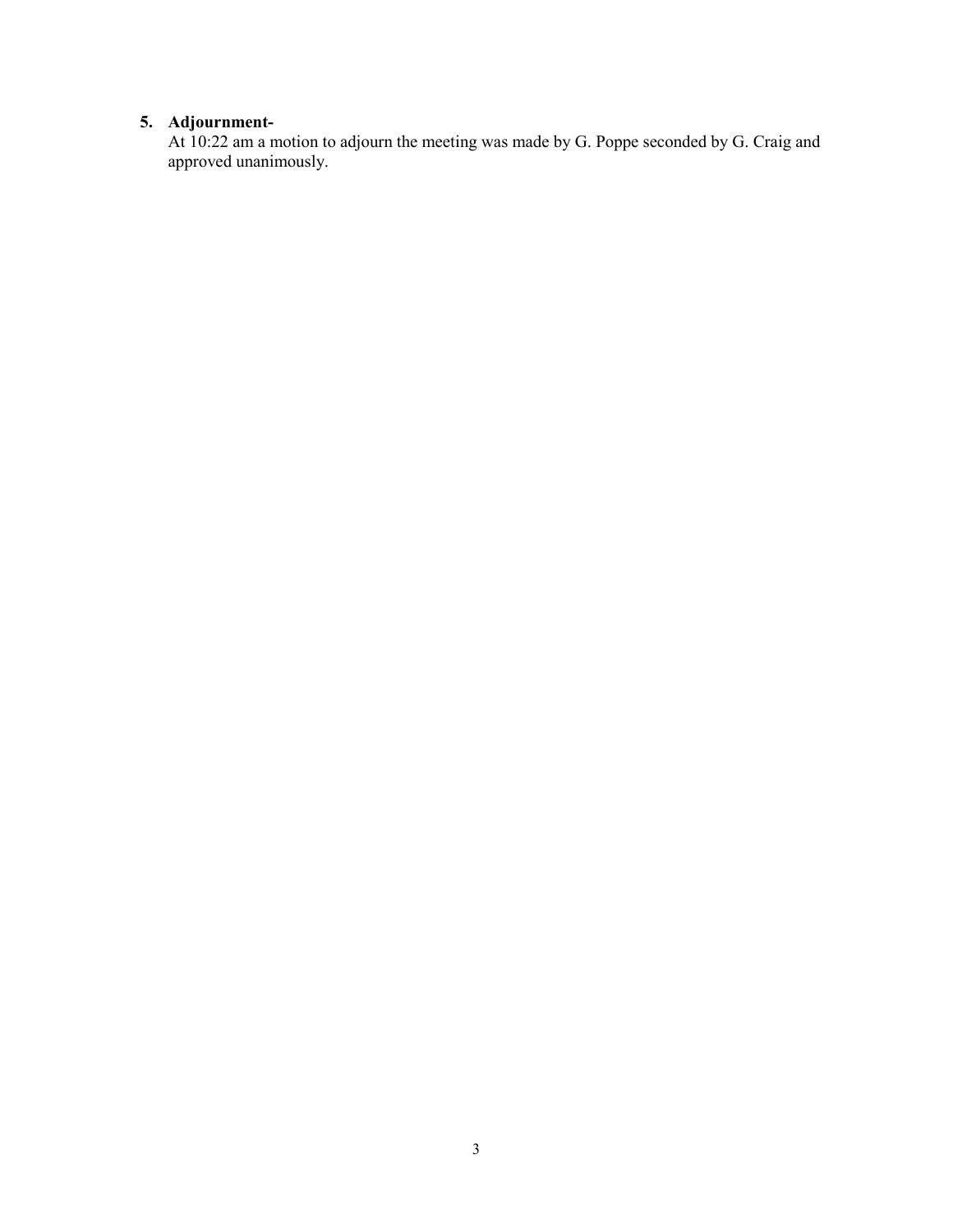5. **Adjournment-**
   At 10:22 am a motion to adjourn the meeting was made by G. Poppe seconded by G. Craig and approved unanimously.